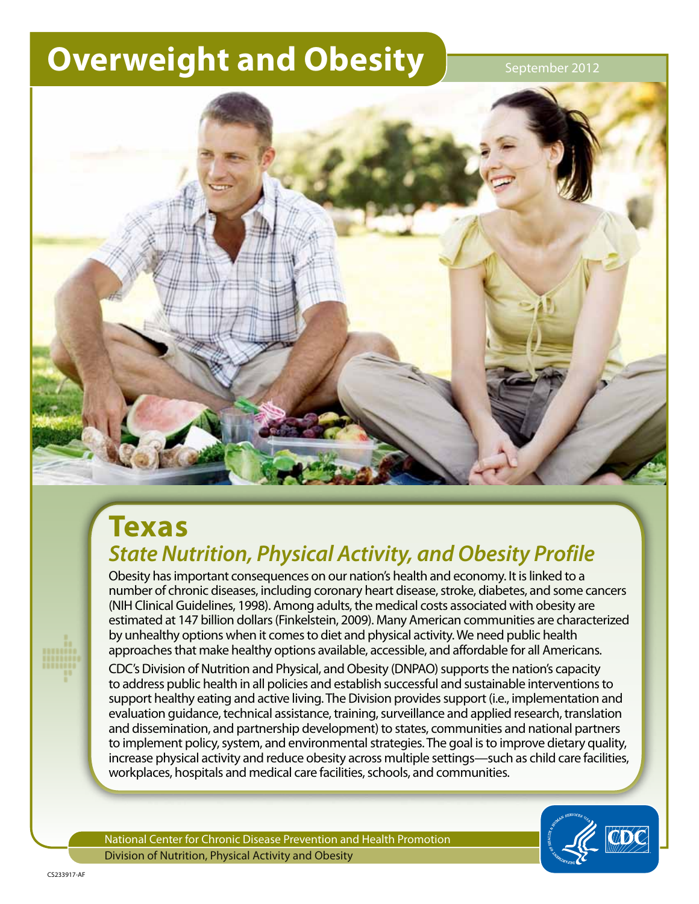# Overweight and Obesity

September 2012

## Texas

### *State Nutrition, Physical Activity, and Obesity Profile*

Obesity has important consequences on our nation's health and economy. It is linked to a number of chronic diseases, including coronary heart disease, stroke, diabetes, and some cancers (NIH Clinical Guidelines, 1998). Among adults, the medical costs associated with obesity are estimated at 147 billion dollars (Finkelstein, 2009). Many American communities are characterized by unhealthy options when it comes to diet and physical activity. We need public health approaches that make healthy options available, accessible, and affordable for all Americans.

CDC's Division of Nutrition and Physical, and Obesity (DNPAO) supports the nation's capacity to address public health in all policies and establish successful and sustainable interventions to support healthy eating and active living. The Division provides support (i.e., implementation and evaluation guidance, technical assistance, training, surveillance and applied research, translation and dissemination, and partnership development) to states, communities and national partners to implement policy, system, and environmental strategies. The goal is to improve dietary quality, increase physical activity and reduce obesity across multiple settings—such as child care facilities, workplaces, hospitals and medical care facilities, schools, and communities.

National Center for Chronic Disease Prevention and Health Promotion
Division of Nutrition, Physical Activity and Obesity

CS233917-AF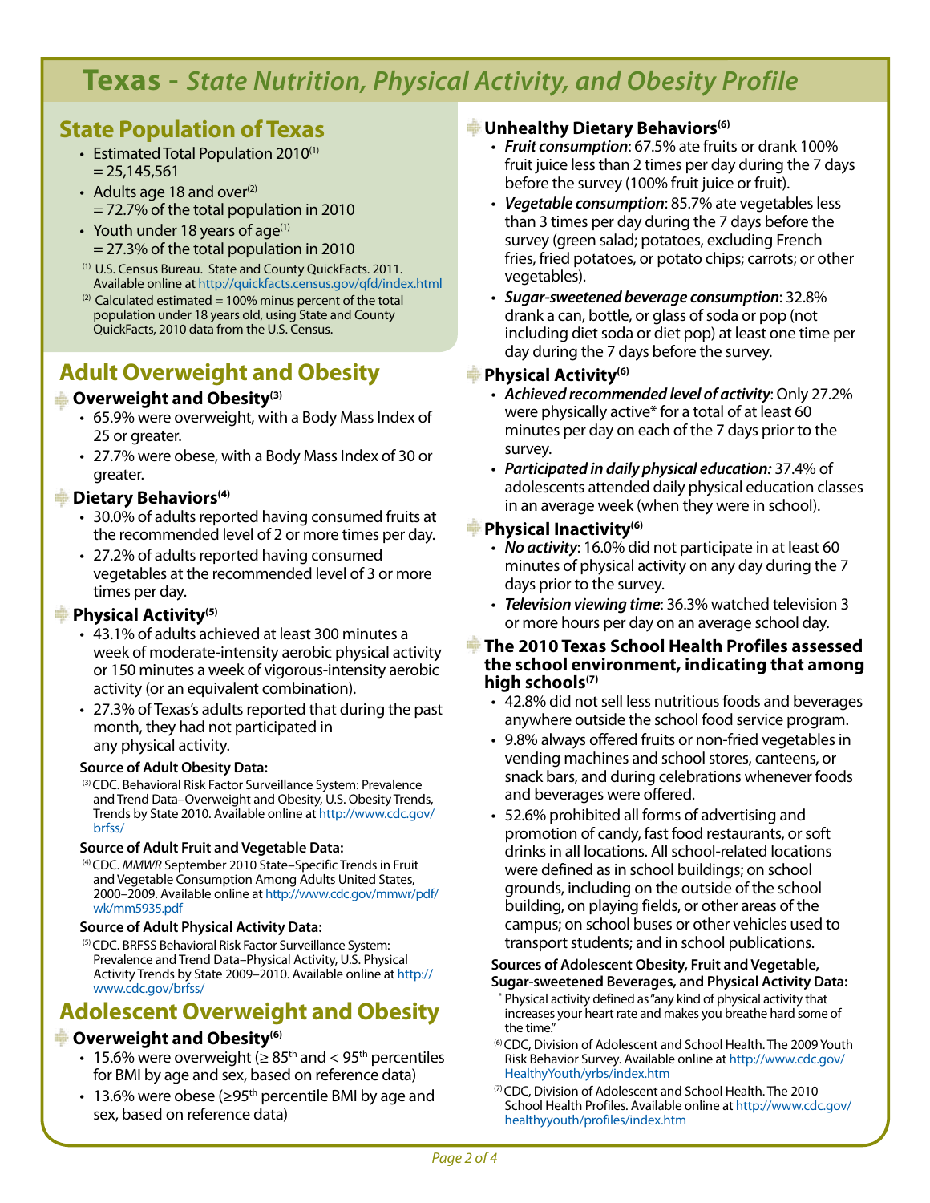# Texas - *State Nutrition, Physical Activity, and Obesity Profile*

## State Population of Texas

- Estimated Total Population 2010[1] = 25,145,561
- Adults age 18 and over[2] = 72.7% of the total population in 2010
- Youth under 18 years of age[1] = 27.3% of the total population in 2010

[1] U.S. Census Bureau. State and County QuickFacts. 2011. Available online at http://quickfacts.census.gov/qfd/index.html

[2] Calculated estimated = 100% minus percent of the total population under 18 years old, using State and County QuickFacts, 2010 data from the U.S. Census.

## Adult Overweight and Obesity

### Overweight and Obesity[3]

- 65.9% were overweight, with a Body Mass Index of 25 or greater.
- 27.7% were obese, with a Body Mass Index of 30 or greater.

### Dietary Behaviors[4]

- 30.0% of adults reported having consumed fruits at the recommended level of 2 or more times per day.
- 27.2% of adults reported having consumed vegetables at the recommended level of 3 or more times per day.

### Physical Activity[5]

- 43.1% of adults achieved at least 300 minutes a week of moderate-intensity aerobic physical activity or 150 minutes a week of vigorous-intensity aerobic activity (or an equivalent combination).
- 27.3% of Texas's adults reported that during the past month, they had not participated in any physical activity.

**Source of Adult Obesity Data:**

[3] CDC. Behavioral Risk Factor Surveillance System: Prevalence and Trend Data–Overweight and Obesity, U.S. Obesity Trends, Trends by State 2010. Available online at http://www.cdc.gov/brfss/

**Source of Adult Fruit and Vegetable Data:**

[4] CDC. *MMWR* September 2010 State–Specific Trends in Fruit and Vegetable Consumption Among Adults United States, 2000–2009. Available online at http://www.cdc.gov/mmwr/pdf/wk/mm5935.pdf

**Source of Adult Physical Activity Data:**

[5] CDC. BRFSS Behavioral Risk Factor Surveillance System: Prevalence and Trend Data–Physical Activity, U.S. Physical Activity Trends by State 2009–2010. Available online at http://www.cdc.gov/brfss/

## Adolescent Overweight and Obesity

### Overweight and Obesity[6]

- 15.6% were overweight (≥ 85th and < 95th percentiles for BMI by age and sex, based on reference data)
- 13.6% were obese (≥95th percentile BMI by age and sex, based on reference data)

### Unhealthy Dietary Behaviors[6]

- ***Fruit consumption***: 67.5% ate fruits or drank 100% fruit juice less than 2 times per day during the 7 days before the survey (100% fruit juice or fruit).
- ***Vegetable consumption***: 85.7% ate vegetables less than 3 times per day during the 7 days before the survey (green salad; potatoes, excluding French fries, fried potatoes, or potato chips; carrots; or other vegetables).
- ***Sugar-sweetened beverage consumption***: 32.8% drank a can, bottle, or glass of soda or pop (not including diet soda or diet pop) at least one time per day during the 7 days before the survey.

### Physical Activity[6]

- ***Achieved recommended level of activity***: Only 27.2% were physically active* for a total of at least 60 minutes per day on each of the 7 days prior to the survey.
- ***Participated in daily physical education:*** 37.4% of adolescents attended daily physical education classes in an average week (when they were in school).

### Physical Inactivity[6]

- ***No activity***: 16.0% did not participate in at least 60 minutes of physical activity on any day during the 7 days prior to the survey.
- ***Television viewing time***: 36.3% watched television 3 or more hours per day on an average school day.

### The 2010 Texas School Health Profiles assessed the school environment, indicating that among high schools[7]

- 42.8% did not sell less nutritious foods and beverages anywhere outside the school food service program.
- 9.8% always offered fruits or non-fried vegetables in vending machines and school stores, canteens, or snack bars, and during celebrations whenever foods and beverages were offered.
- 52.6% prohibited all forms of advertising and promotion of candy, fast food restaurants, or soft drinks in all locations. All school-related locations were defined as in school buildings; on school grounds, including on the outside of the school building, on playing fields, or other areas of the campus; on school buses or other vehicles used to transport students; and in school publications.

**Sources of Adolescent Obesity, Fruit and Vegetable, Sugar-sweetened Beverages, and Physical Activity Data:**

\* Physical activity defined as "any kind of physical activity that increases your heart rate and makes you breathe hard some of the time."

[6] CDC, Division of Adolescent and School Health. The 2009 Youth Risk Behavior Survey. Available online at http://www.cdc.gov/HealthyYouth/yrbs/index.htm

[7] CDC, Division of Adolescent and School Health. The 2010 School Health Profiles. Available online at http://www.cdc.gov/healthyyouth/profiles/index.htm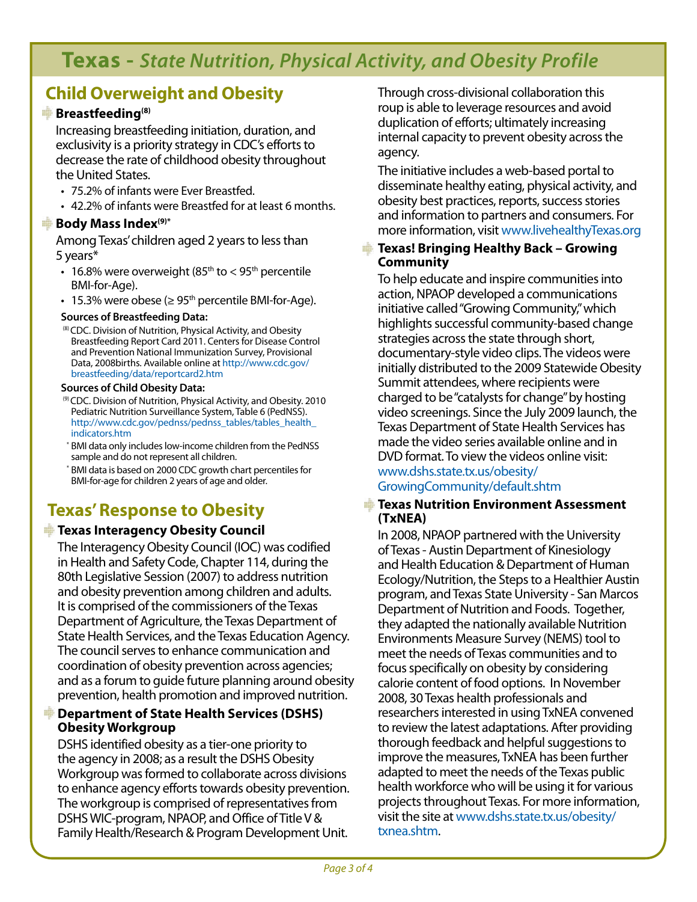# Texas - *State Nutrition, Physical Activity, and Obesity Profile*

## Child Overweight and Obesity

### Breastfeeding[8]

Increasing breastfeeding initiation, duration, and exclusivity is a priority strategy in CDC's efforts to decrease the rate of childhood obesity throughout the United States.

- 75.2% of infants were Ever Breastfed.
- 42.2% of infants were Breastfed for at least 6 months.

### Body Mass Index[9]*

Among Texas' children aged 2 years to less than 5 years*

- 16.8% were overweight (85th to < 95th percentile BMI-for-Age).
- 15.3% were obese (≥ 95th percentile BMI-for-Age).

**Sources of Breastfeeding Data:**

[8] CDC. Division of Nutrition, Physical Activity, and Obesity Breastfeeding Report Card 2011. Centers for Disease Control and Prevention National Immunization Survey, Provisional Data, 2008births. Available online at http://www.cdc.gov/breastfeeding/data/reportcard2.htm

**Sources of Child Obesity Data:**

[9] CDC. Division of Nutrition, Physical Activity, and Obesity. 2010 Pediatric Nutrition Surveillance System, Table 6 (PedNSS). http://www.cdc.gov/pednss/pednss_tables/tables_health_indicators.htm

* BMI data only includes low-income children from the PedNSS sample and do not represent all children.

* BMI data is based on 2000 CDC growth chart percentiles for BMI-for-age for children 2 years of age and older.

## Texas' Response to Obesity

### Texas Interagency Obesity Council

The Interagency Obesity Council (IOC) was codified in Health and Safety Code, Chapter 114, during the 80th Legislative Session (2007) to address nutrition and obesity prevention among children and adults. It is comprised of the commissioners of the Texas Department of Agriculture, the Texas Department of State Health Services, and the Texas Education Agency. The council serves to enhance communication and coordination of obesity prevention across agencies; and as a forum to guide future planning around obesity prevention, health promotion and improved nutrition.

### Department of State Health Services (DSHS) Obesity Workgroup

DSHS identified obesity as a tier-one priority to the agency in 2008; as a result the DSHS Obesity Workgroup was formed to collaborate across divisions to enhance agency efforts towards obesity prevention. The workgroup is comprised of representatives from DSHS WIC-program, NPAOP, and Office of Title V & Family Health/Research & Program Development Unit. Through cross-divisional collaboration this roup is able to leverage resources and avoid duplication of efforts; ultimately increasing internal capacity to prevent obesity across the agency.

The initiative includes a web-based portal to disseminate healthy eating, physical activity, and obesity best practices, reports, success stories and information to partners and consumers. For more information, visit www.livehealthyTexas.org

### Texas! Bringing Healthy Back – Growing Community

To help educate and inspire communities into action, NPAOP developed a communications initiative called "Growing Community," which highlights successful community-based change strategies across the state through short, documentary-style video clips. The videos were initially distributed to the 2009 Statewide Obesity Summit attendees, where recipients were charged to be "catalysts for change" by hosting video screenings. Since the July 2009 launch, the Texas Department of State Health Services has made the video series available online and in DVD format. To view the videos online visit: www.dshs.state.tx.us/obesity/GrowingCommunity/default.shtm

### Texas Nutrition Environment Assessment (TxNEA)

In 2008, NPAOP partnered with the University of Texas - Austin Department of Kinesiology and Health Education & Department of Human Ecology/Nutrition, the Steps to a Healthier Austin program, and Texas State University - San Marcos Department of Nutrition and Foods. Together, they adapted the nationally available Nutrition Environments Measure Survey (NEMS) tool to meet the needs of Texas communities and to focus specifically on obesity by considering calorie content of food options. In November 2008, 30 Texas health professionals and researchers interested in using TxNEA convened to review the latest adaptations. After providing thorough feedback and helpful suggestions to improve the measures, TxNEA has been further adapted to meet the needs of the Texas public health workforce who will be using it for various projects throughout Texas. For more information, visit the site at www.dshs.state.tx.us/obesity/txnea.shtm.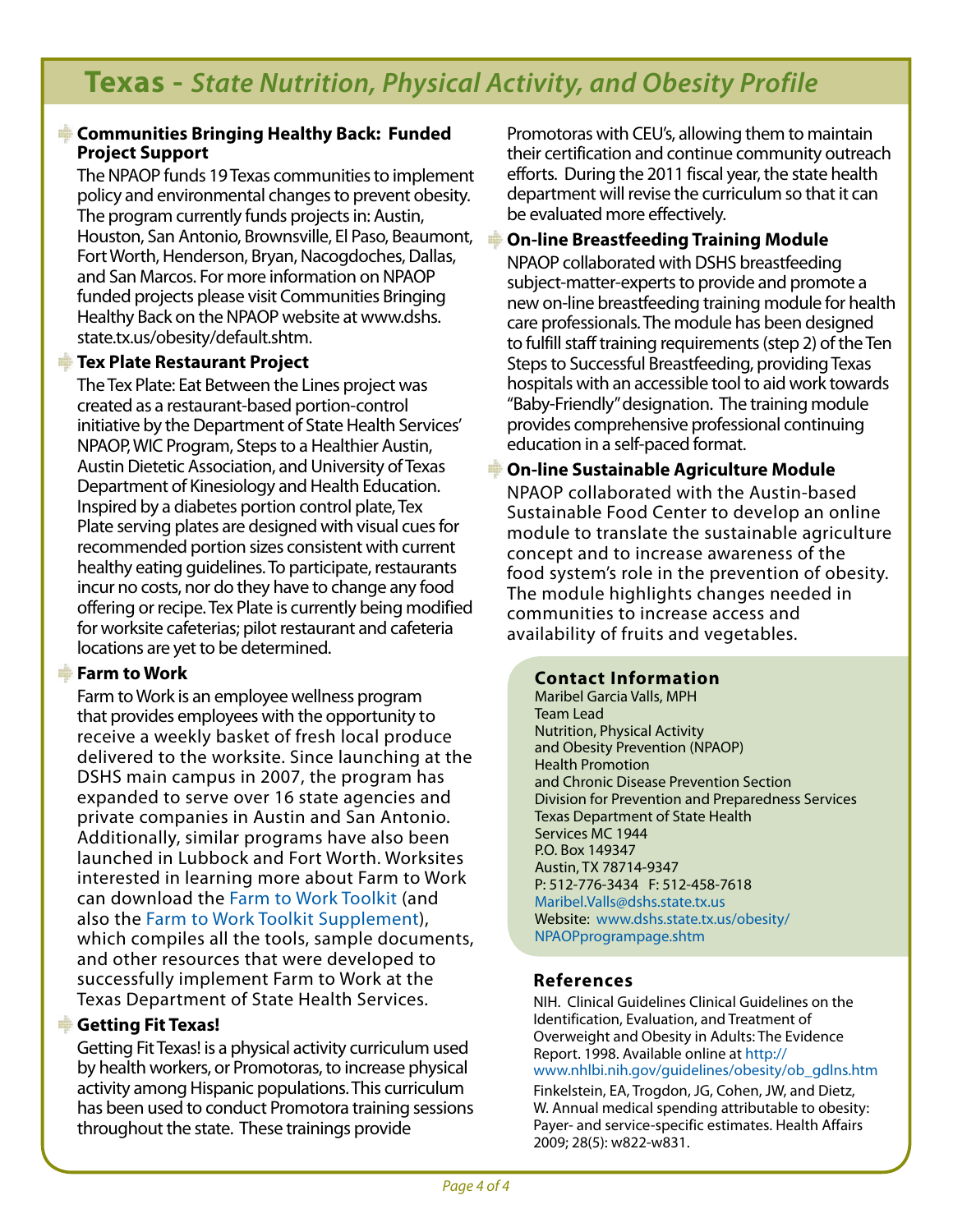# Texas - *State Nutrition, Physical Activity, and Obesity Profile*

### Communities Bringing Healthy Back: Funded Project Support

The NPAOP funds 19 Texas communities to implement policy and environmental changes to prevent obesity. The program currently funds projects in: Austin, Houston, San Antonio, Brownsville, El Paso, Beaumont, Fort Worth, Henderson, Bryan, Nacogdoches, Dallas, and San Marcos. For more information on NPAOP funded projects please visit Communities Bringing Healthy Back on the NPAOP website at www.dshs.state.tx.us/obesity/default.shtm.

### Tex Plate Restaurant Project

The Tex Plate: Eat Between the Lines project was created as a restaurant-based portion-control initiative by the Department of State Health Services' NPAOP, WIC Program, Steps to a Healthier Austin, Austin Dietetic Association, and University of Texas Department of Kinesiology and Health Education. Inspired by a diabetes portion control plate, Tex Plate serving plates are designed with visual cues for recommended portion sizes consistent with current healthy eating guidelines. To participate, restaurants incur no costs, nor do they have to change any food offering or recipe. Tex Plate is currently being modified for worksite cafeterias; pilot restaurant and cafeteria locations are yet to be determined.

### Farm to Work

Farm to Work is an employee wellness program that provides employees with the opportunity to receive a weekly basket of fresh local produce delivered to the worksite. Since launching at the DSHS main campus in 2007, the program has expanded to serve over 16 state agencies and private companies in Austin and San Antonio. Additionally, similar programs have also been launched in Lubbock and Fort Worth. Worksites interested in learning more about Farm to Work can download the Farm to Work Toolkit (and also the Farm to Work Toolkit Supplement), which compiles all the tools, sample documents, and other resources that were developed to successfully implement Farm to Work at the Texas Department of State Health Services.

### Getting Fit Texas!

Getting Fit Texas! is a physical activity curriculum used by health workers, or Promotoras, to increase physical activity among Hispanic populations. This curriculum has been used to conduct Promotora training sessions throughout the state. These trainings provide Promotoras with CEU's, allowing them to maintain their certification and continue community outreach efforts. During the 2011 fiscal year, the state health department will revise the curriculum so that it can be evaluated more effectively.

### On-line Breastfeeding Training Module

NPAOP collaborated with DSHS breastfeeding subject-matter-experts to provide and promote a new on-line breastfeeding training module for health care professionals. The module has been designed to fulfill staff training requirements (step 2) of the Ten Steps to Successful Breastfeeding, providing Texas hospitals with an accessible tool to aid work towards "Baby-Friendly" designation. The training module provides comprehensive professional continuing education in a self-paced format.

### On-line Sustainable Agriculture Module

NPAOP collaborated with the Austin-based Sustainable Food Center to develop an online module to translate the sustainable agriculture concept and to increase awareness of the food system's role in the prevention of obesity. The module highlights changes needed in communities to increase access and availability of fruits and vegetables.

### Contact Information

Maribel Garcia Valls, MPH
Team Lead
Nutrition, Physical Activity
and Obesity Prevention (NPAOP)
Health Promotion
and Chronic Disease Prevention Section
Division for Prevention and Preparedness Services
Texas Department of State Health
Services MC 1944
P.O. Box 149347
Austin, TX 78714-9347
P: 512-776-3434 F: 512-458-7618
Maribel.Valls@dshs.state.tx.us
Website: www.dshs.state.tx.us/obesity/NPAOPprogrampage.shtm

### References

NIH. Clinical Guidelines Clinical Guidelines on the Identification, Evaluation, and Treatment of Overweight and Obesity in Adults: The Evidence Report. 1998. Available online at http://www.nhlbi.nih.gov/guidelines/obesity/ob_gdlns.htm

Finkelstein, EA, Trogdon, JG, Cohen, JW, and Dietz, W. Annual medical spending attributable to obesity: Payer- and service-specific estimates. Health Affairs 2009; 28(5): w822-w831.